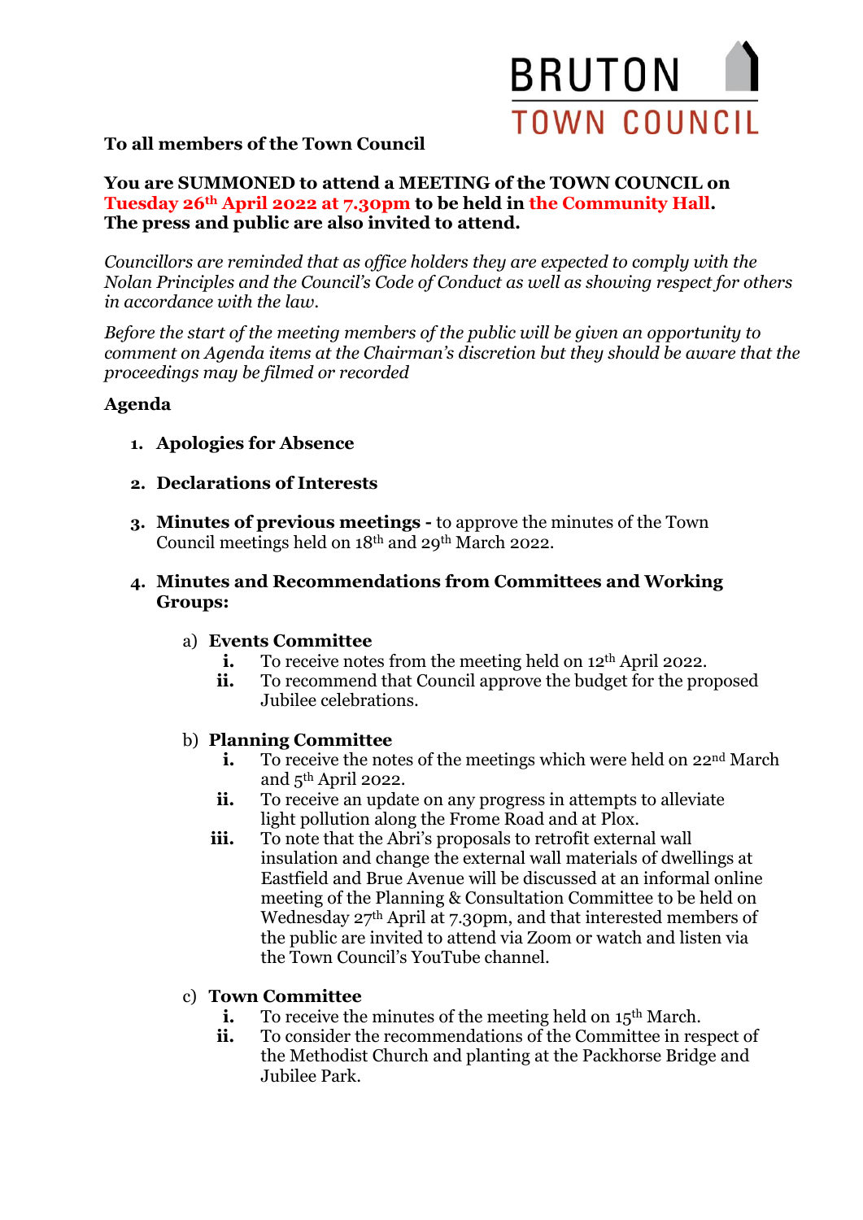BRUTON
TOWN COUNCIL

**To all members of the Town Council**

**You are SUMMONED to attend a MEETING of the TOWN COUNCIL on Tuesday 26th April 2022 at 7.30pm to be held in the Community Hall.**
**The press and public are also invited to attend.**

*Councillors are reminded that as office holders they are expected to comply with the Nolan Principles and the Council's Code of Conduct as well as showing respect for others in accordance with the law.*

*Before the start of the meeting members of the public will be given an opportunity to comment on Agenda items at the Chairman's discretion but they should be aware that the proceedings may be filmed or recorded*

**Agenda**

1. **Apologies for Absence**

2. **Declarations of Interests**

3. **Minutes of previous meetings -** to approve the minutes of the Town Council meetings held on 18th and 29th March 2022.

4. **Minutes and Recommendations from Committees and Working Groups:**

   a) **Events Committee**
      - **i.** To receive notes from the meeting held on 12th April 2022.
      - **ii.** To recommend that Council approve the budget for the proposed Jubilee celebrations.

   b) **Planning Committee**
      - **i.** To receive the notes of the meetings which were held on 22nd March and 5th April 2022.
      - **ii.** To receive an update on any progress in attempts to alleviate light pollution along the Frome Road and at Plox.
      - **iii.** To note that the Abri's proposals to retrofit external wall insulation and change the external wall materials of dwellings at Eastfield and Brue Avenue will be discussed at an informal online meeting of the Planning & Consultation Committee to be held on Wednesday 27th April at 7.30pm, and that interested members of the public are invited to attend via Zoom or watch and listen via the Town Council's YouTube channel.

   c) **Town Committee**
      - **i.** To receive the minutes of the meeting held on 15th March.
      - **ii.** To consider the recommendations of the Committee in respect of the Methodist Church and planting at the Packhorse Bridge and Jubilee Park.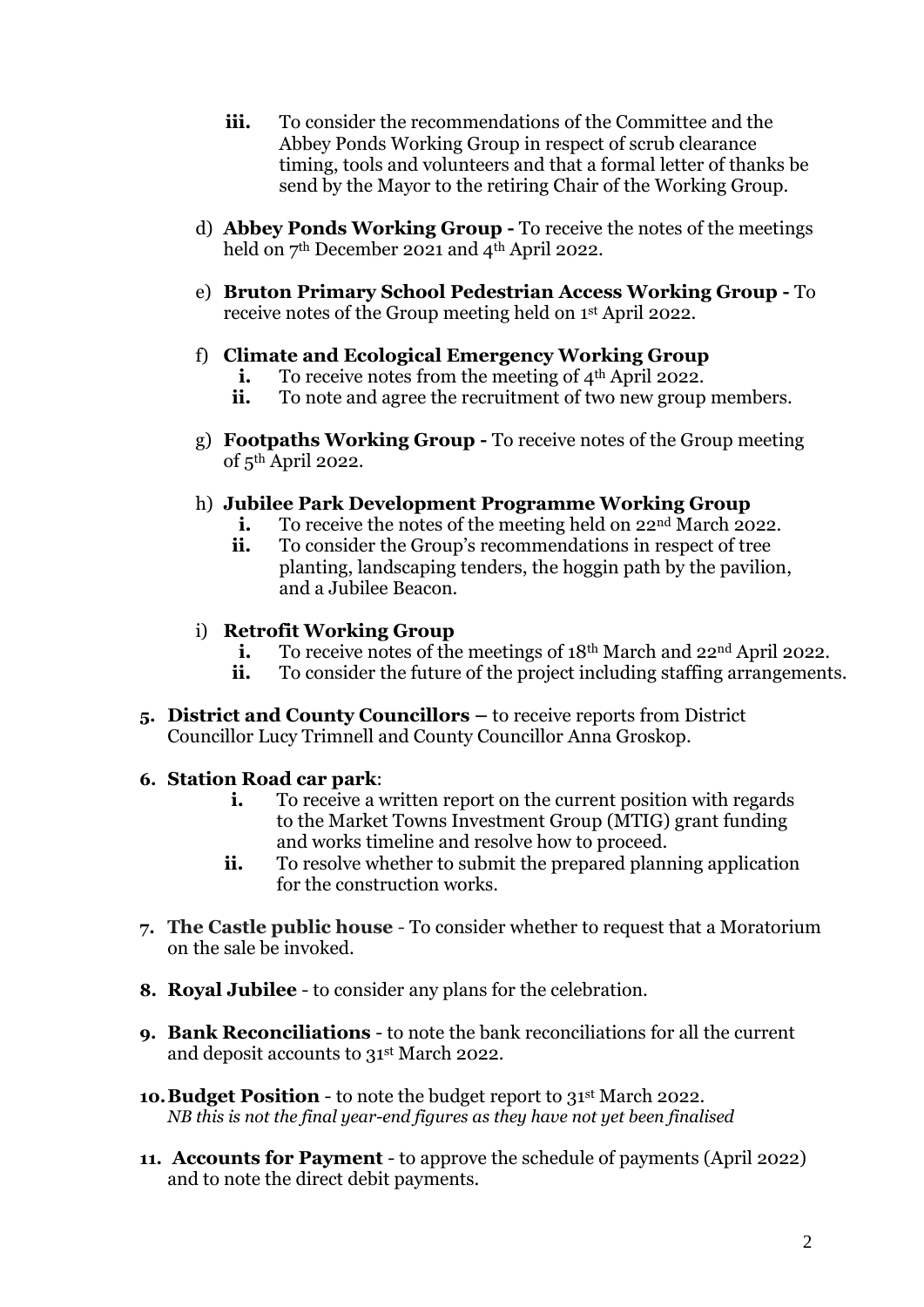- **iii.** To consider the recommendations of the Committee and the Abbey Ponds Working Group in respect of scrub clearance timing, tools and volunteers and that a formal letter of thanks be send by the Mayor to the retiring Chair of the Working Group.

d) **Abbey Ponds Working Group -** To receive the notes of the meetings held on 7th December 2021 and 4th April 2022.

e) **Bruton Primary School Pedestrian Access Working Group -** To receive notes of the Group meeting held on 1st April 2022.

f) **Climate and Ecological Emergency Working Group**
   - **i.** To receive notes from the meeting of 4th April 2022.
   - **ii.** To note and agree the recruitment of two new group members.

g) **Footpaths Working Group -** To receive notes of the Group meeting of 5th April 2022.

h) **Jubilee Park Development Programme Working Group**
   - **i.** To receive the notes of the meeting held on 22nd March 2022.
   - **ii.** To consider the Group's recommendations in respect of tree planting, landscaping tenders, the hoggin path by the pavilion, and a Jubilee Beacon.

i) **Retrofit Working Group**
   - **i.** To receive notes of the meetings of 18th March and 22nd April 2022.
   - **ii.** To consider the future of the project including staffing arrangements.

**5. District and County Councillors** – to receive reports from District Councillor Lucy Trimnell and County Councillor Anna Groskop.

**6. Station Road car park**:
   - **i.** To receive a written report on the current position with regards to the Market Towns Investment Group (MTIG) grant funding and works timeline and resolve how to proceed.
   - **ii.** To resolve whether to submit the prepared planning application for the construction works.

**7. The Castle public house** - To consider whether to request that a Moratorium on the sale be invoked.

**8. Royal Jubilee** - to consider any plans for the celebration.

**9. Bank Reconciliations** - to note the bank reconciliations for all the current and deposit accounts to 31st March 2022.

**10. Budget Position** - to note the budget report to 31st March 2022.
*NB this is not the final year-end figures as they have not yet been finalised*

**11. Accounts for Payment** - to approve the schedule of payments (April 2022) and to note the direct debit payments.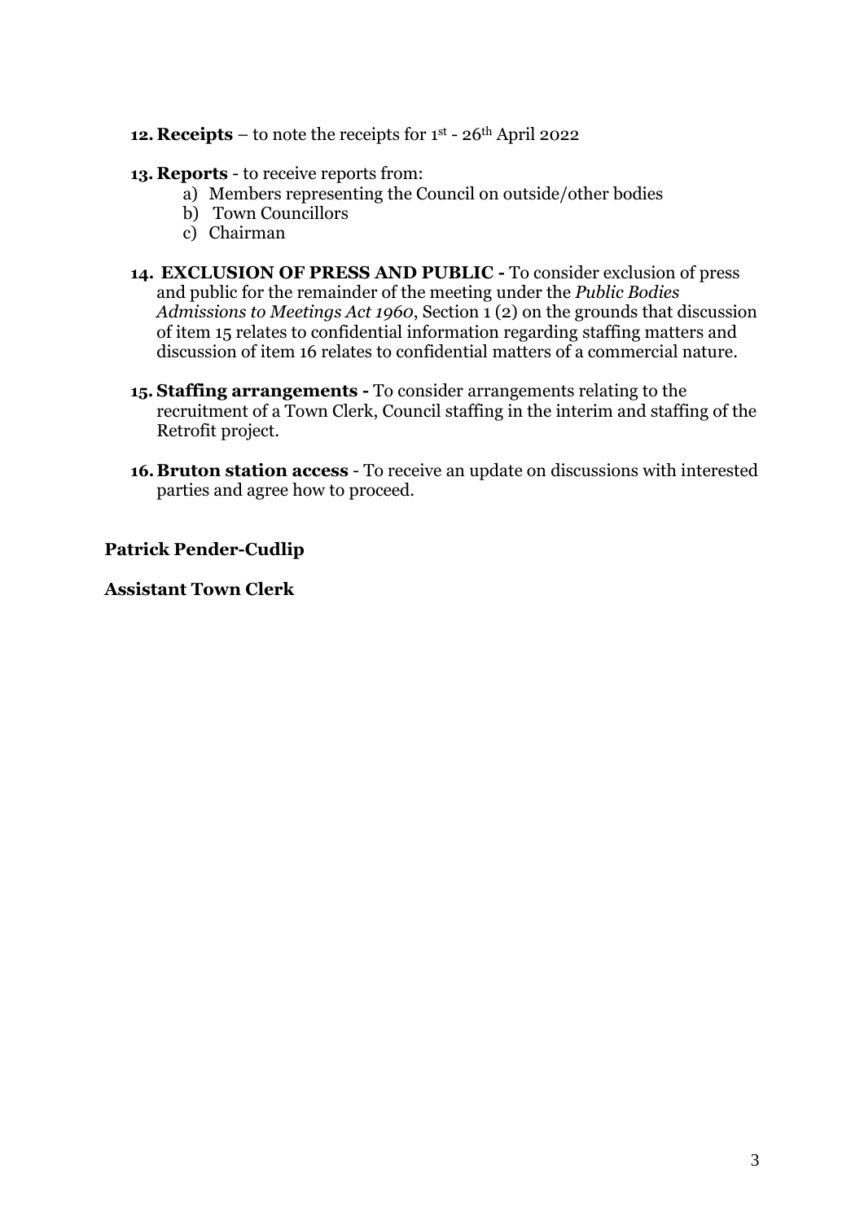12. **Receipts** – to note the receipts for 1st - 26th April 2022

13. **Reports** - to receive reports from:
    a) Members representing the Council on outside/other bodies
    b) Town Councillors
    c) Chairman

14. **EXCLUSION OF PRESS AND PUBLIC -** To consider exclusion of press and public for the remainder of the meeting under the *Public Bodies Admissions to Meetings Act 1960*, Section 1 (2) on the grounds that discussion of item 15 relates to confidential information regarding staffing matters and discussion of item 16 relates to confidential matters of a commercial nature.

15. **Staffing arrangements -** To consider arrangements relating to the recruitment of a Town Clerk, Council staffing in the interim and staffing of the Retrofit project.

16. **Bruton station access** - To receive an update on discussions with interested parties and agree how to proceed.

**Patrick Pender-Cudlip**

**Assistant Town Clerk**